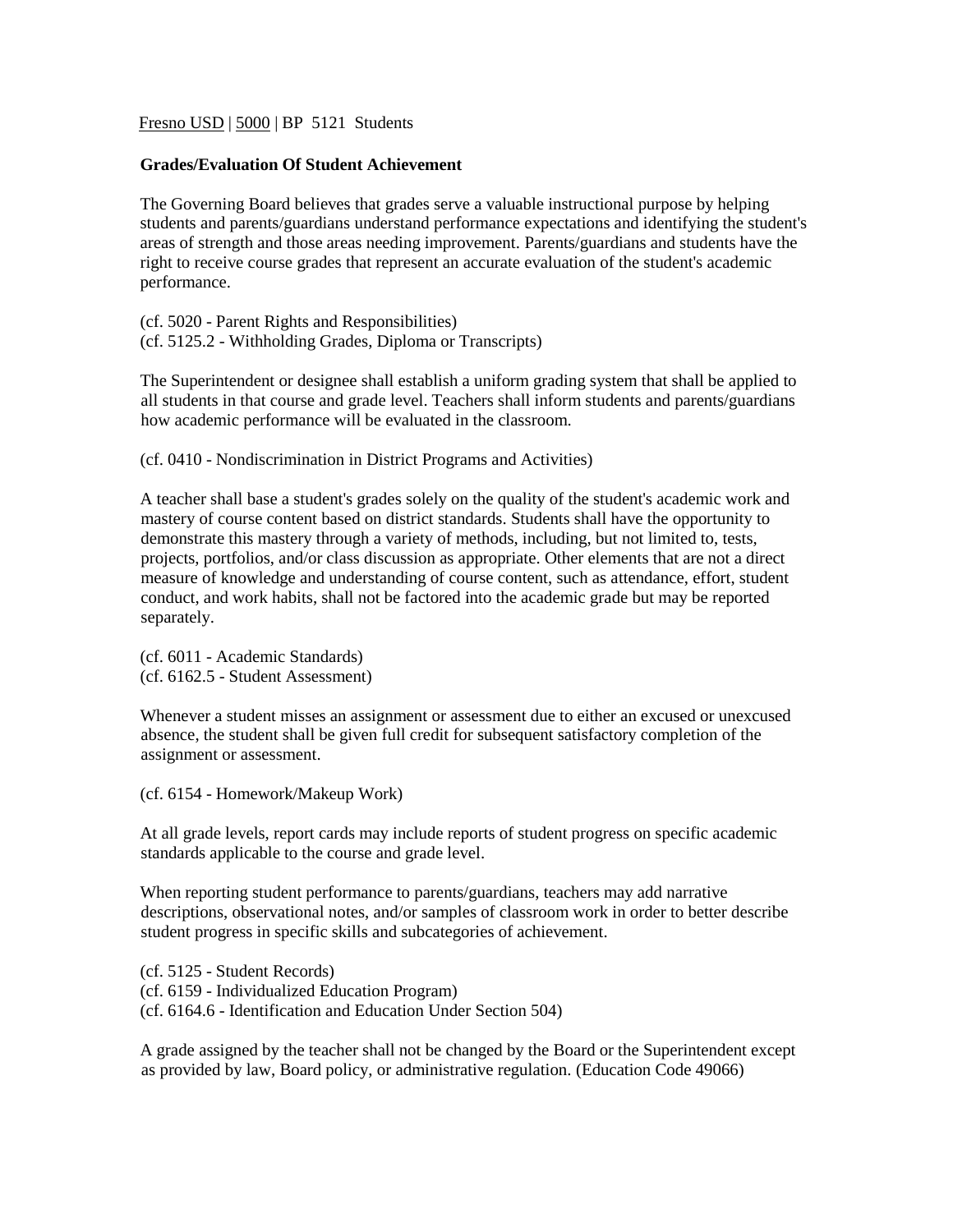Fresno USD | 5000 | BP 5121 Students

**Grades/Evaluation Of Student Achievement**

The Governing Board believes that grades serve a valuable instructional purpose by helping students and parents/guardians understand performance expectations and identifying the student's areas of strength and those areas needing improvement. Parents/guardians and students have the right to receive course grades that represent an accurate evaluation of the student's academic performance.

(cf. 5020 - Parent Rights and Responsibilities)
(cf. 5125.2 - Withholding Grades, Diploma or Transcripts)

The Superintendent or designee shall establish a uniform grading system that shall be applied to all students in that course and grade level. Teachers shall inform students and parents/guardians how academic performance will be evaluated in the classroom.

(cf. 0410 - Nondiscrimination in District Programs and Activities)

A teacher shall base a student's grades solely on the quality of the student's academic work and mastery of course content based on district standards. Students shall have the opportunity to demonstrate this mastery through a variety of methods, including, but not limited to, tests, projects, portfolios, and/or class discussion as appropriate. Other elements that are not a direct measure of knowledge and understanding of course content, such as attendance, effort, student conduct, and work habits, shall not be factored into the academic grade but may be reported separately.

(cf. 6011 - Academic Standards)
(cf. 6162.5 - Student Assessment)

Whenever a student misses an assignment or assessment due to either an excused or unexcused absence, the student shall be given full credit for subsequent satisfactory completion of the assignment or assessment.

(cf. 6154 - Homework/Makeup Work)

At all grade levels, report cards may include reports of student progress on specific academic standards applicable to the course and grade level.

When reporting student performance to parents/guardians, teachers may add narrative descriptions, observational notes, and/or samples of classroom work in order to better describe student progress in specific skills and subcategories of achievement.

(cf. 5125 - Student Records)
(cf. 6159 - Individualized Education Program)
(cf. 6164.6 - Identification and Education Under Section 504)

A grade assigned by the teacher shall not be changed by the Board or the Superintendent except as provided by law, Board policy, or administrative regulation. (Education Code 49066)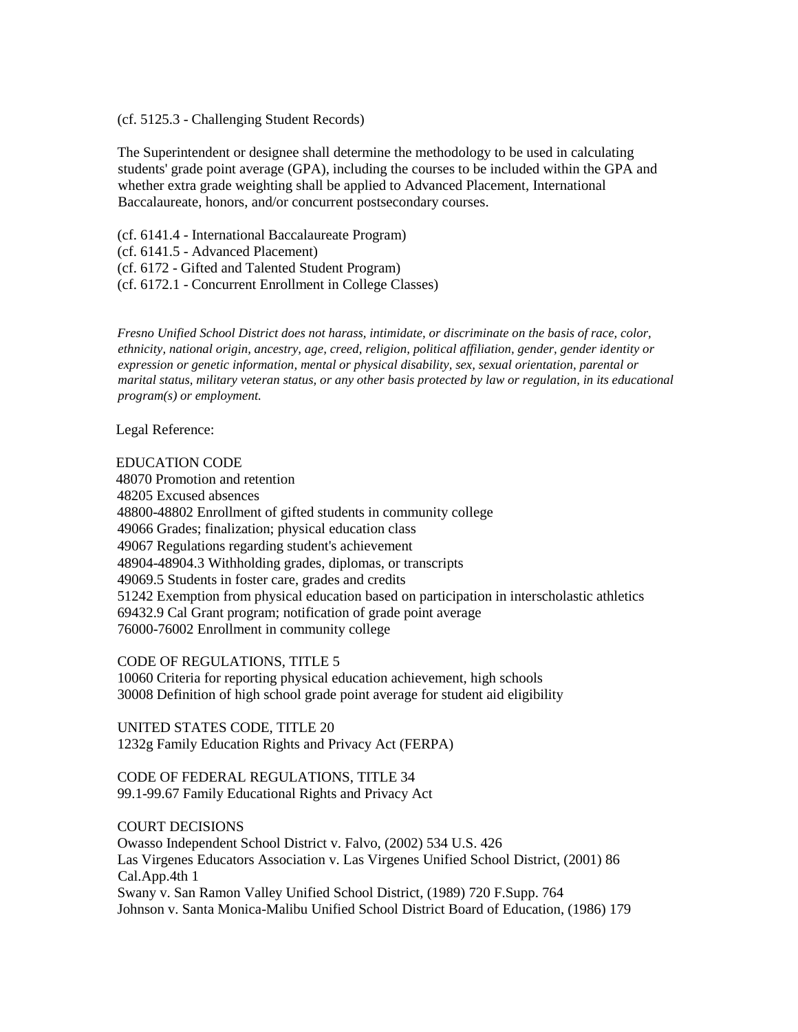(cf. 5125.3 - Challenging Student Records)

The Superintendent or designee shall determine the methodology to be used in calculating students' grade point average (GPA), including the courses to be included within the GPA and whether extra grade weighting shall be applied to Advanced Placement, International Baccalaureate, honors, and/or concurrent postsecondary courses.

(cf. 6141.4 - International Baccalaureate Program)
(cf. 6141.5 - Advanced Placement)
(cf. 6172 - Gifted and Talented Student Program)
(cf. 6172.1 - Concurrent Enrollment in College Classes)

*Fresno Unified School District does not harass, intimidate, or discriminate on the basis of race, color, ethnicity, national origin, ancestry, age, creed, religion, political affiliation, gender, gender identity or expression or genetic information, mental or physical disability, sex, sexual orientation, parental or marital status, military veteran status, or any other basis protected by law or regulation, in its educational program(s) or employment.*

Legal Reference:

EDUCATION CODE
48070 Promotion and retention
48205 Excused absences
48800-48802 Enrollment of gifted students in community college
49066 Grades; finalization; physical education class
49067 Regulations regarding student's achievement
48904-48904.3 Withholding grades, diplomas, or transcripts
49069.5 Students in foster care, grades and credits
51242 Exemption from physical education based on participation in interscholastic athletics
69432.9 Cal Grant program; notification of grade point average
76000-76002 Enrollment in community college

CODE OF REGULATIONS, TITLE 5
10060 Criteria for reporting physical education achievement, high schools
30008 Definition of high school grade point average for student aid eligibility

UNITED STATES CODE, TITLE 20
1232g Family Education Rights and Privacy Act (FERPA)

CODE OF FEDERAL REGULATIONS, TITLE 34
99.1-99.67 Family Educational Rights and Privacy Act

COURT DECISIONS
Owasso Independent School District v. Falvo, (2002) 534 U.S. 426
Las Virgenes Educators Association v. Las Virgenes Unified School District, (2001) 86 Cal.App.4th 1
Swany v. San Ramon Valley Unified School District, (1989) 720 F.Supp. 764
Johnson v. Santa Monica-Malibu Unified School District Board of Education, (1986) 179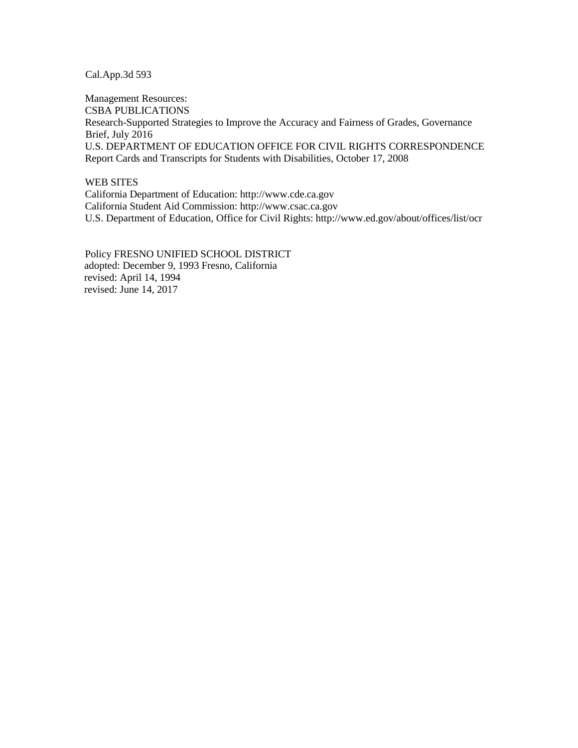Cal.App.3d 593

Management Resources:
CSBA PUBLICATIONS
Research-Supported Strategies to Improve the Accuracy and Fairness of Grades, Governance Brief, July 2016
U.S. DEPARTMENT OF EDUCATION OFFICE FOR CIVIL RIGHTS CORRESPONDENCE
Report Cards and Transcripts for Students with Disabilities, October 17, 2008

WEB SITES
California Department of Education: http://www.cde.ca.gov
California Student Aid Commission: http://www.csac.ca.gov
U.S. Department of Education, Office for Civil Rights: http://www.ed.gov/about/offices/list/ocr

Policy FRESNO UNIFIED SCHOOL DISTRICT
adopted: December 9, 1993 Fresno, California
revised: April 14, 1994
revised: June 14, 2017